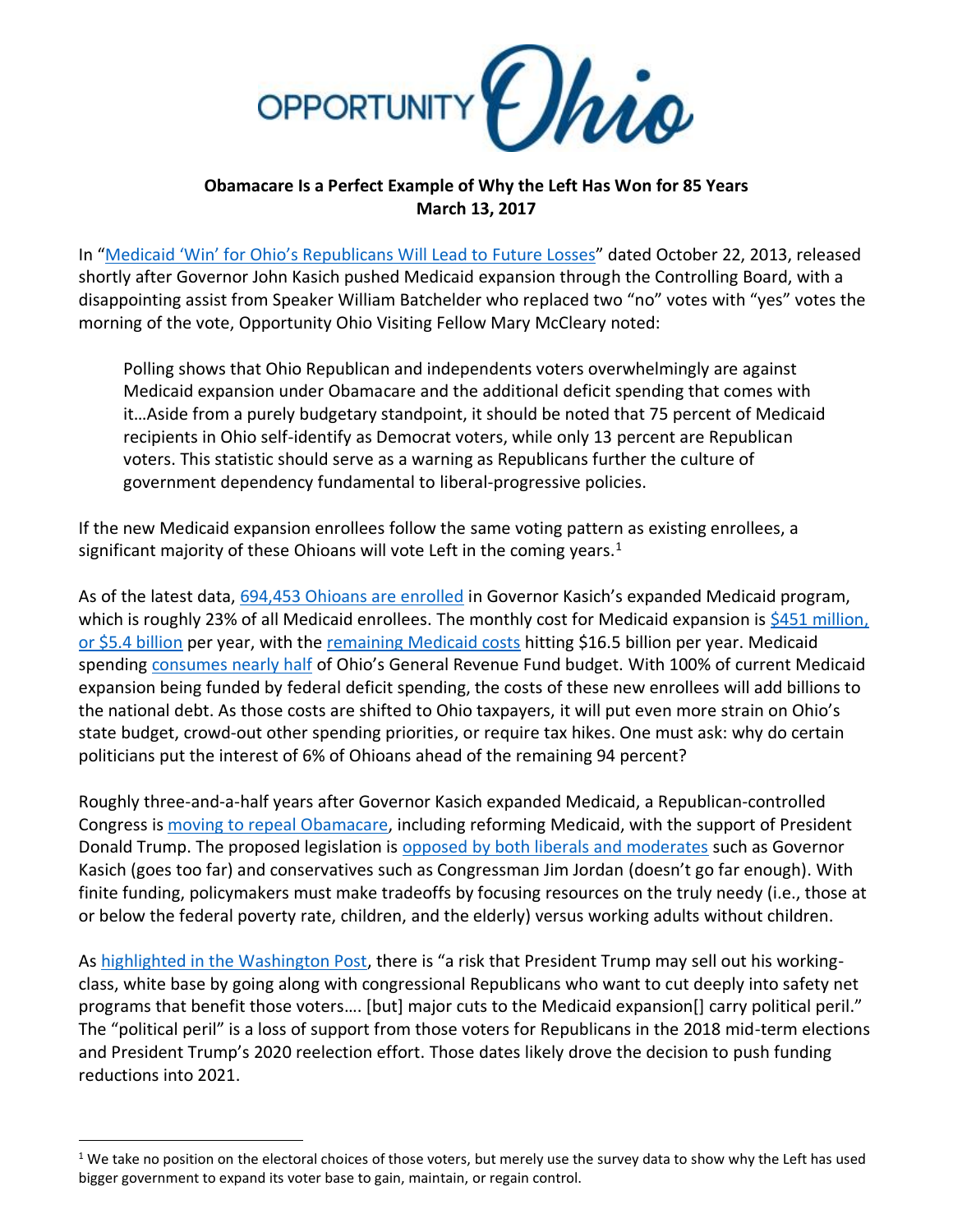**Obamacare Is a Perfect Example of Why the Left Has Won for 85 Years**
**March 13, 2017**

In "Medicaid 'Win' for Ohio's Republicans Will Lead to Future Losses" dated October 22, 2013, released shortly after Governor John Kasich pushed Medicaid expansion through the Controlling Board, with a disappointing assist from Speaker William Batchelder who replaced two "no" votes with "yes" votes the morning of the vote, Opportunity Ohio Visiting Fellow Mary McCleary noted:

> Polling shows that Ohio Republican and independents voters overwhelmingly are against Medicaid expansion under Obamacare and the additional deficit spending that comes with it…Aside from a purely budgetary standpoint, it should be noted that 75 percent of Medicaid recipients in Ohio self-identify as Democrat voters, while only 13 percent are Republican voters. This statistic should serve as a warning as Republicans further the culture of government dependency fundamental to liberal-progressive policies.

If the new Medicaid expansion enrollees follow the same voting pattern as existing enrollees, a significant majority of these Ohioans will vote Left in the coming years.[1]

As of the latest data, 694,453 Ohioans are enrolled in Governor Kasich's expanded Medicaid program, which is roughly 23% of all Medicaid enrollees. The monthly cost for Medicaid expansion is $451 million, or $5.4 billion per year, with the remaining Medicaid costs hitting $16.5 billion per year. Medicaid spending consumes nearly half of Ohio's General Revenue Fund budget. With 100% of current Medicaid expansion being funded by federal deficit spending, the costs of these new enrollees will add billions to the national debt. As those costs are shifted to Ohio taxpayers, it will put even more strain on Ohio's state budget, crowd-out other spending priorities, or require tax hikes. One must ask: why do certain politicians put the interest of 6% of Ohioans ahead of the remaining 94 percent?

Roughly three-and-a-half years after Governor Kasich expanded Medicaid, a Republican-controlled Congress is moving to repeal Obamacare, including reforming Medicaid, with the support of President Donald Trump. The proposed legislation is opposed by both liberals and moderates such as Governor Kasich (goes too far) and conservatives such as Congressman Jim Jordan (doesn't go far enough). With finite funding, policymakers must make tradeoffs by focusing resources on the truly needy (i.e., those at or below the federal poverty rate, children, and the elderly) versus working adults without children.

As highlighted in the Washington Post, there is "a risk that President Trump may sell out his working-class, white base by going along with congressional Republicans who want to cut deeply into safety net programs that benefit those voters…. [but] major cuts to the Medicaid expansion[] carry political peril." The "political peril" is a loss of support from those voters for Republicans in the 2018 mid-term elections and President Trump's 2020 reelection effort. Those dates likely drove the decision to push funding reductions into 2021.

---

[1] We take no position on the electoral choices of those voters, but merely use the survey data to show why the Left has used bigger government to expand its voter base to gain, maintain, or regain control.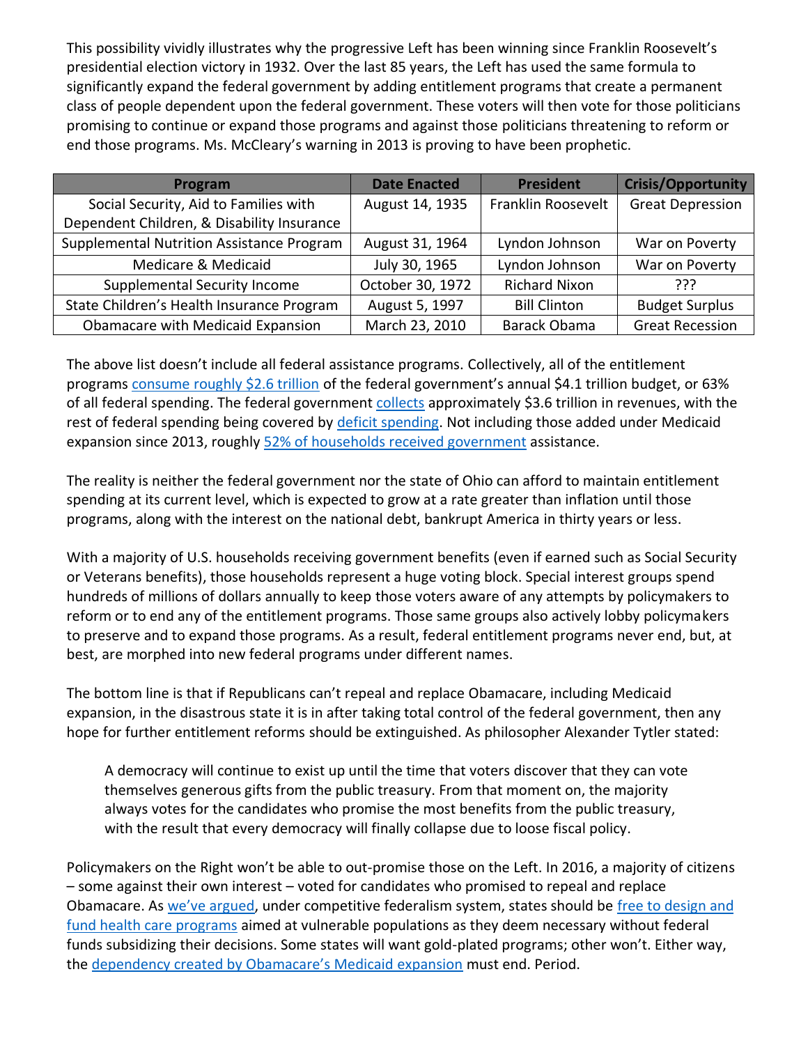This possibility vividly illustrates why the progressive Left has been winning since Franklin Roosevelt's presidential election victory in 1932. Over the last 85 years, the Left has used the same formula to significantly expand the federal government by adding entitlement programs that create a permanent class of people dependent upon the federal government. These voters will then vote for those politicians promising to continue or expand those programs and against those politicians threatening to reform or end those programs. Ms. McCleary's warning in 2013 is proving to have been prophetic.

| Program | Date Enacted | President | Crisis/Opportunity |
|---|---|---|---|
| Social Security, Aid to Families with Dependent Children, & Disability Insurance | August 14, 1935 | Franklin Roosevelt | Great Depression |
| Supplemental Nutrition Assistance Program | August 31, 1964 | Lyndon Johnson | War on Poverty |
| Medicare & Medicaid | July 30, 1965 | Lyndon Johnson | War on Poverty |
| Supplemental Security Income | October 30, 1972 | Richard Nixon | ??? |
| State Children's Health Insurance Program | August 5, 1997 | Bill Clinton | Budget Surplus |
| Obamacare with Medicaid Expansion | March 23, 2010 | Barack Obama | Great Recession |

The above list doesn't include all federal assistance programs. Collectively, all of the entitlement programs consume roughly $2.6 trillion of the federal government's annual $4.1 trillion budget, or 63% of all federal spending. The federal government collects approximately $3.6 trillion in revenues, with the rest of federal spending being covered by deficit spending. Not including those added under Medicaid expansion since 2013, roughly 52% of households received government assistance.

The reality is neither the federal government nor the state of Ohio can afford to maintain entitlement spending at its current level, which is expected to grow at a rate greater than inflation until those programs, along with the interest on the national debt, bankrupt America in thirty years or less.

With a majority of U.S. households receiving government benefits (even if earned such as Social Security or Veterans benefits), those households represent a huge voting block. Special interest groups spend hundreds of millions of dollars annually to keep those voters aware of any attempts by policymakers to reform or to end any of the entitlement programs. Those same groups also actively lobby policymakers to preserve and to expand those programs. As a result, federal entitlement programs never end, but, at best, are morphed into new federal programs under different names.

The bottom line is that if Republicans can't repeal and replace Obamacare, including Medicaid expansion, in the disastrous state it is in after taking total control of the federal government, then any hope for further entitlement reforms should be extinguished. As philosopher Alexander Tytler stated:

> A democracy will continue to exist up until the time that voters discover that they can vote themselves generous gifts from the public treasury. From that moment on, the majority always votes for the candidates who promise the most benefits from the public treasury, with the result that every democracy will finally collapse due to loose fiscal policy.

Policymakers on the Right won't be able to out-promise those on the Left. In 2016, a majority of citizens – some against their own interest – voted for candidates who promised to repeal and replace Obamacare. As we've argued, under competitive federalism system, states should be free to design and fund health care programs aimed at vulnerable populations as they deem necessary without federal funds subsidizing their decisions. Some states will want gold-plated programs; other won't. Either way, the dependency created by Obamacare's Medicaid expansion must end. Period.